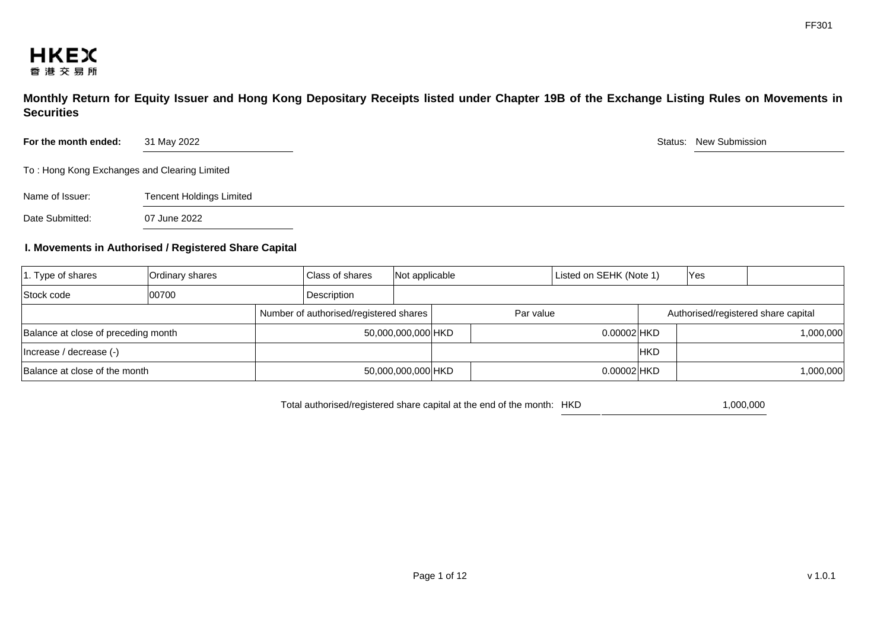FF301

HKEX
香港交易所

## Monthly Return for Equity Issuer and Hong Kong Depositary Receipts listed under Chapter 19B of the Exchange Listing Rules on Movements in Securities

**For the month ended:** 31 May 2022

Status: New Submission

To : Hong Kong Exchanges and Clearing Limited

Name of Issuer: Tencent Holdings Limited

Date Submitted: 07 June 2022

### I. Movements in Authorised / Registered Share Capital

| 1. Type of shares | Ordinary shares | Class of shares | Not applicable | Listed on SEHK (Note 1) | Yes |
|---|---|---|---|---|---|
| Stock code | 00700 | Description | | | |

| | Number of authorised/registered shares | Par value | | Authorised/registered share capital | |
|---|---|---|---|---|---|
| Balance at close of preceding month | 50,000,000,000 | HKD | 0.00002 | HKD | 1,000,000 |
| Increase / decrease (-) | | | | HKD | |
| Balance at close of the month | 50,000,000,000 | HKD | 0.00002 | HKD | 1,000,000 |

Total authorised/registered share capital at the end of the month: HKD 1,000,000

v 1.0.1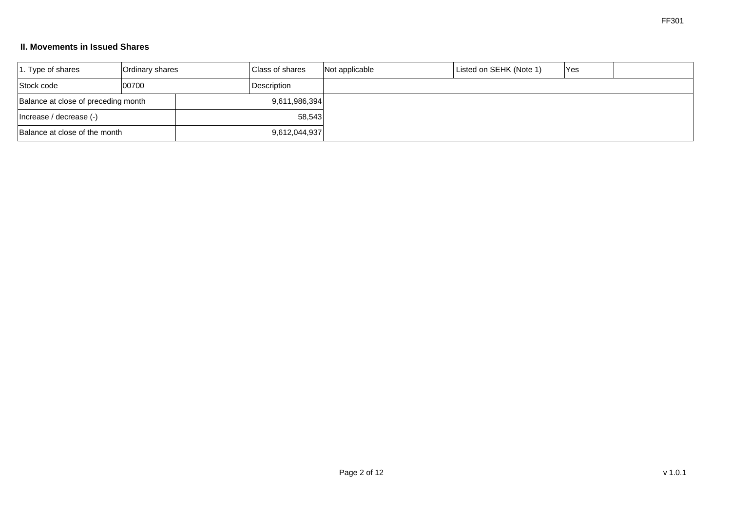## II. Movements in Issued Shares

| 1. Type of shares | Ordinary shares | Class of shares | Not applicable | Listed on SEHK (Note 1) | Yes | |
|---|---|---|---|---|---|---|
| Stock code | 00700 | Description | | | | |
| Balance at close of preceding month | | 9,611,986,394 | | | | |
| Increase / decrease (-) | | 58,543 | | | | |
| Balance at close of the month | | 9,612,044,937 | | | | |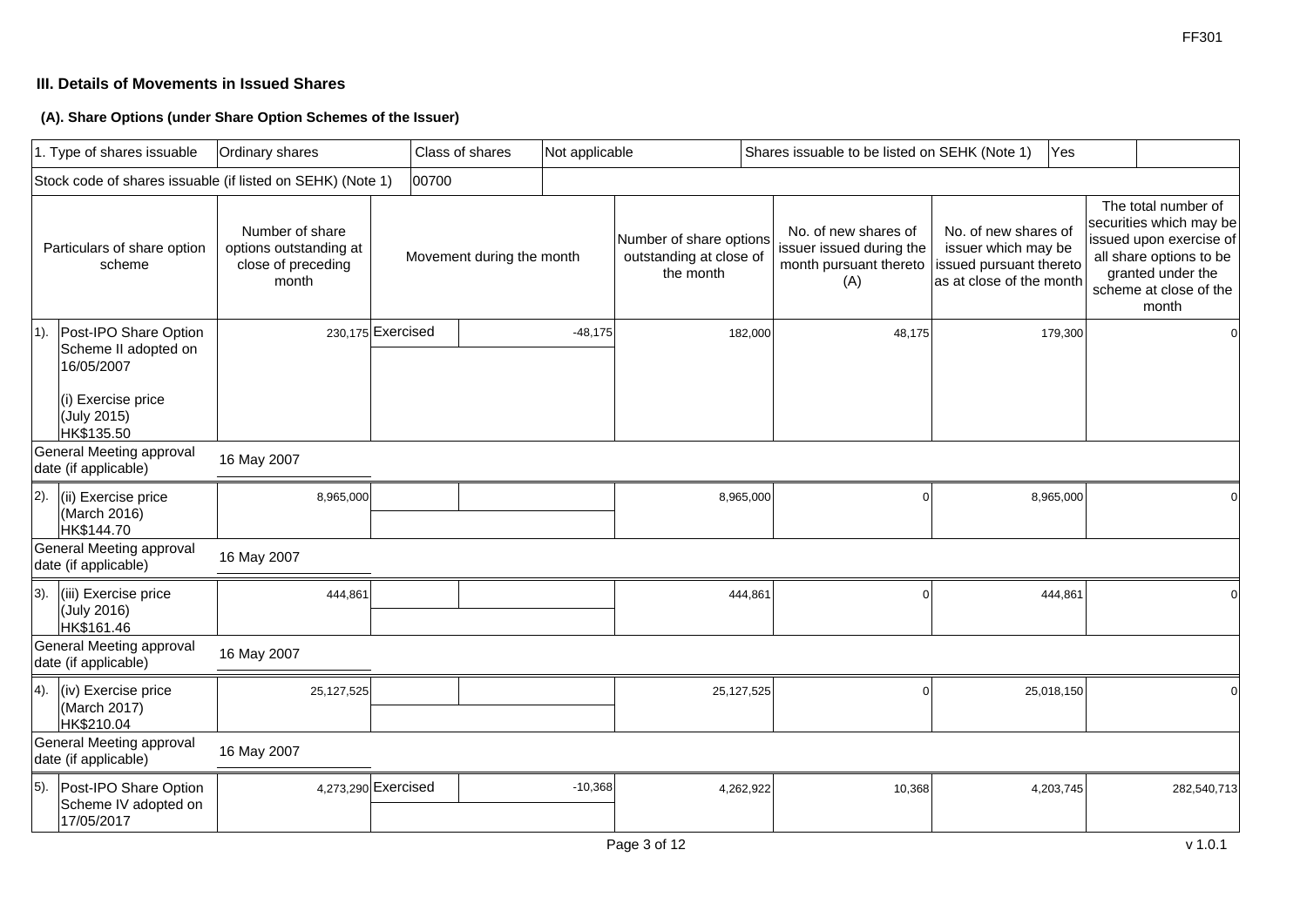### III. Details of Movements in Issued Shares

#### (A). Share Options (under Share Option Schemes of the Issuer)

| 1. Type of shares issuable | Ordinary shares | Class of shares | Not applicable | Shares issuable to be listed on SEHK (Note 1) | Yes |
|---|---|---|---|---|---|
| Stock code of shares issuable (if listed on SEHK) (Note 1) | 00700 | | | | |

| Particulars of share option scheme | Number of share options outstanding at close of preceding month | Movement during the month | | Number of share options outstanding at close of the month | No. of new shares of issuer issued during the month pursuant thereto (A) | No. of new shares of issuer which may be issued pursuant thereto as at close of the month | The total number of securities which may be issued upon exercise of all share options to be granted under the scheme at close of the month |
|---|---|---|---|---|---|---|---|
| 1). Post-IPO Share Option Scheme II adopted on 16/05/2007<br><br>(i) Exercise price (July 2015) HK$135.50 | 230,175 | Exercised | -48,175 | 182,000 | 48,175 | 179,300 | 0 |
| General Meeting approval date (if applicable) | 16 May 2007 | | | | | | |
| 2). (ii) Exercise price (March 2016) HK$144.70 | 8,965,000 | | | 8,965,000 | 0 | 8,965,000 | 0 |
| General Meeting approval date (if applicable) | 16 May 2007 | | | | | | |
| 3). (iii) Exercise price (July 2016) HK$161.46 | 444,861 | | | 444,861 | 0 | 444,861 | 0 |
| General Meeting approval date (if applicable) | 16 May 2007 | | | | | | |
| 4). (iv) Exercise price (March 2017) HK$210.04 | 25,127,525 | | | 25,127,525 | 0 | 25,018,150 | 0 |
| General Meeting approval date (if applicable) | 16 May 2007 | | | | | | |
| 5). Post-IPO Share Option Scheme IV adopted on 17/05/2017 | 4,273,290 | Exercised | -10,368 | 4,262,922 | 10,368 | 4,203,745 | 282,540,713 |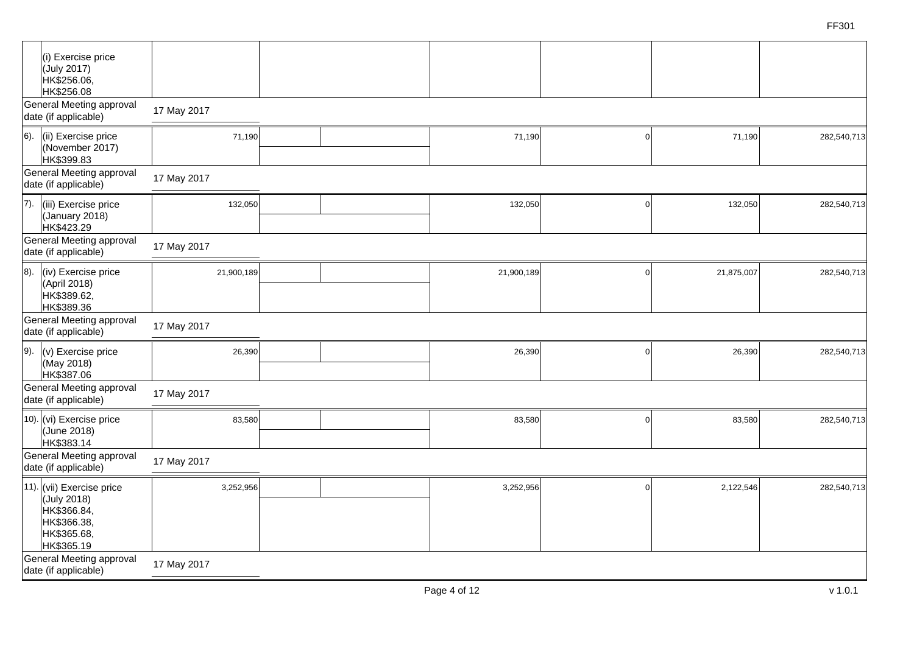| | | | | | | | |
|---|---|---|---|---|---|---|---|
| | (i) Exercise price (July 2017) HK$256.06, HK$256.08 | | | | | | |
| General Meeting approval date (if applicable) | | 17 May 2017 | | | | | |
| 6). | (ii) Exercise price (November 2017) HK$399.83 | 71,190 | | 71,190 | 0 | 71,190 | 282,540,713 |
| General Meeting approval date (if applicable) | | 17 May 2017 | | | | | |
| 7). | (iii) Exercise price (January 2018) HK$423.29 | 132,050 | | 132,050 | 0 | 132,050 | 282,540,713 |
| General Meeting approval date (if applicable) | | 17 May 2017 | | | | | |
| 8). | (iv) Exercise price (April 2018) HK$389.62, HK$389.36 | 21,900,189 | | 21,900,189 | 0 | 21,875,007 | 282,540,713 |
| General Meeting approval date (if applicable) | | 17 May 2017 | | | | | |
| 9). | (v) Exercise price (May 2018) HK$387.06 | 26,390 | | 26,390 | 0 | 26,390 | 282,540,713 |
| General Meeting approval date (if applicable) | | 17 May 2017 | | | | | |
| 10). | (vi) Exercise price (June 2018) HK$383.14 | 83,580 | | 83,580 | 0 | 83,580 | 282,540,713 |
| General Meeting approval date (if applicable) | | 17 May 2017 | | | | | |
| 11). | (vii) Exercise price (July 2018) HK$366.84, HK$366.38, HK$365.68, HK$365.19 | 3,252,956 | | 3,252,956 | 0 | 2,122,546 | 282,540,713 |
| General Meeting approval date (if applicable) | | 17 May 2017 | | | | | |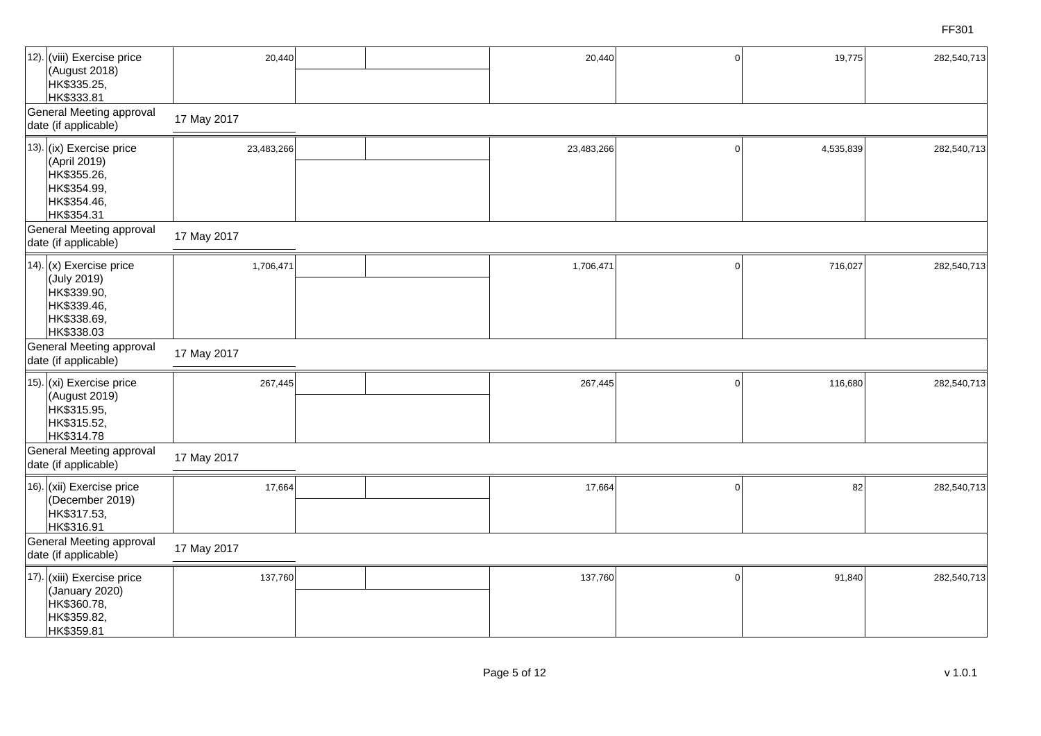| | | | | | | | |
|---|---|---|---|---|---|---|---|
| 12). (viii) Exercise price (August 2018) HK$335.25, HK$333.81 | 20,440 | | | 20,440 | 0 | 19,775 | 282,540,713 |
| General Meeting approval date (if applicable) | 17 May 2017 | | | | | | |
| 13). (ix) Exercise price (April 2019) HK$355.26, HK$354.99, HK$354.46, HK$354.31 | 23,483,266 | | | 23,483,266 | 0 | 4,535,839 | 282,540,713 |
| General Meeting approval date (if applicable) | 17 May 2017 | | | | | | |
| 14). (x) Exercise price (July 2019) HK$339.90, HK$339.46, HK$338.69, HK$338.03 | 1,706,471 | | | 1,706,471 | 0 | 716,027 | 282,540,713 |
| General Meeting approval date (if applicable) | 17 May 2017 | | | | | | |
| 15). (xi) Exercise price (August 2019) HK$315.95, HK$315.52, HK$314.78 | 267,445 | | | 267,445 | 0 | 116,680 | 282,540,713 |
| General Meeting approval date (if applicable) | 17 May 2017 | | | | | | |
| 16). (xii) Exercise price (December 2019) HK$317.53, HK$316.91 | 17,664 | | | 17,664 | 0 | 82 | 282,540,713 |
| General Meeting approval date (if applicable) | 17 May 2017 | | | | | | |
| 17). (xiii) Exercise price (January 2020) HK$360.78, HK$359.82, HK$359.81 | 137,760 | | | 137,760 | 0 | 91,840 | 282,540,713 |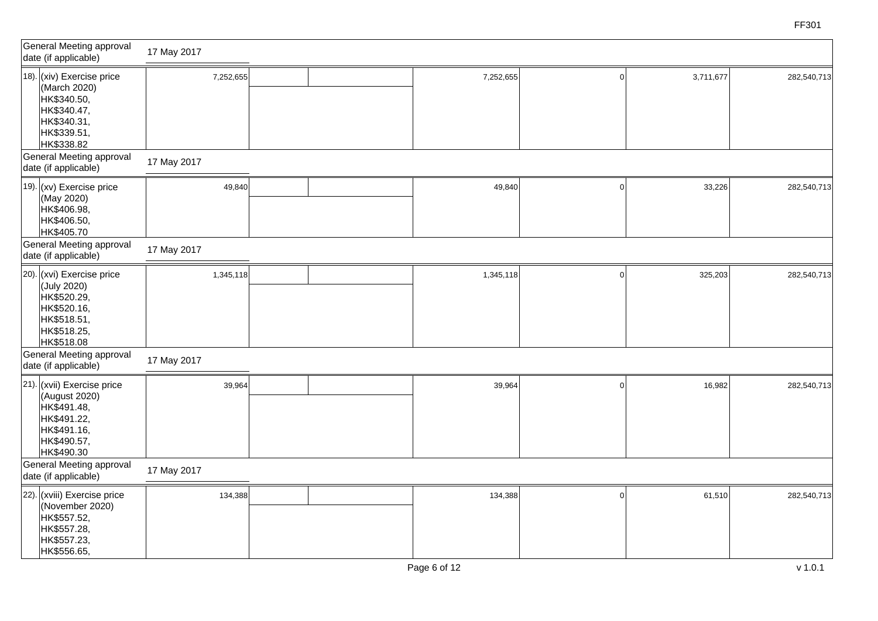| | | | | | | | |
|---|---|---|---|---|---|---|---|
| General Meeting approval date (if applicable) | 17 May 2017 | | | | | | |
| 18). (xiv) Exercise price (March 2020) HK$340.50, HK$340.47, HK$340.31, HK$339.51, HK$338.82 | 7,252,655 | | | 7,252,655 | 0 | 3,711,677 | 282,540,713 |
| General Meeting approval date (if applicable) | 17 May 2017 | | | | | | |
| 19). (xv) Exercise price (May 2020) HK$406.98, HK$406.50, HK$405.70 | 49,840 | | | 49,840 | 0 | 33,226 | 282,540,713 |
| General Meeting approval date (if applicable) | 17 May 2017 | | | | | | |
| 20). (xvi) Exercise price (July 2020) HK$520.29, HK$520.16, HK$518.51, HK$518.25, HK$518.08 | 1,345,118 | | | 1,345,118 | 0 | 325,203 | 282,540,713 |
| General Meeting approval date (if applicable) | 17 May 2017 | | | | | | |
| 21). (xvii) Exercise price (August 2020) HK$491.48, HK$491.22, HK$491.16, HK$490.57, HK$490.30 | 39,964 | | | 39,964 | 0 | 16,982 | 282,540,713 |
| General Meeting approval date (if applicable) | 17 May 2017 | | | | | | |
| 22). (xviii) Exercise price (November 2020) HK$557.52, HK$557.28, HK$557.23, HK$556.65, | 134,388 | | | 134,388 | 0 | 61,510 | 282,540,713 |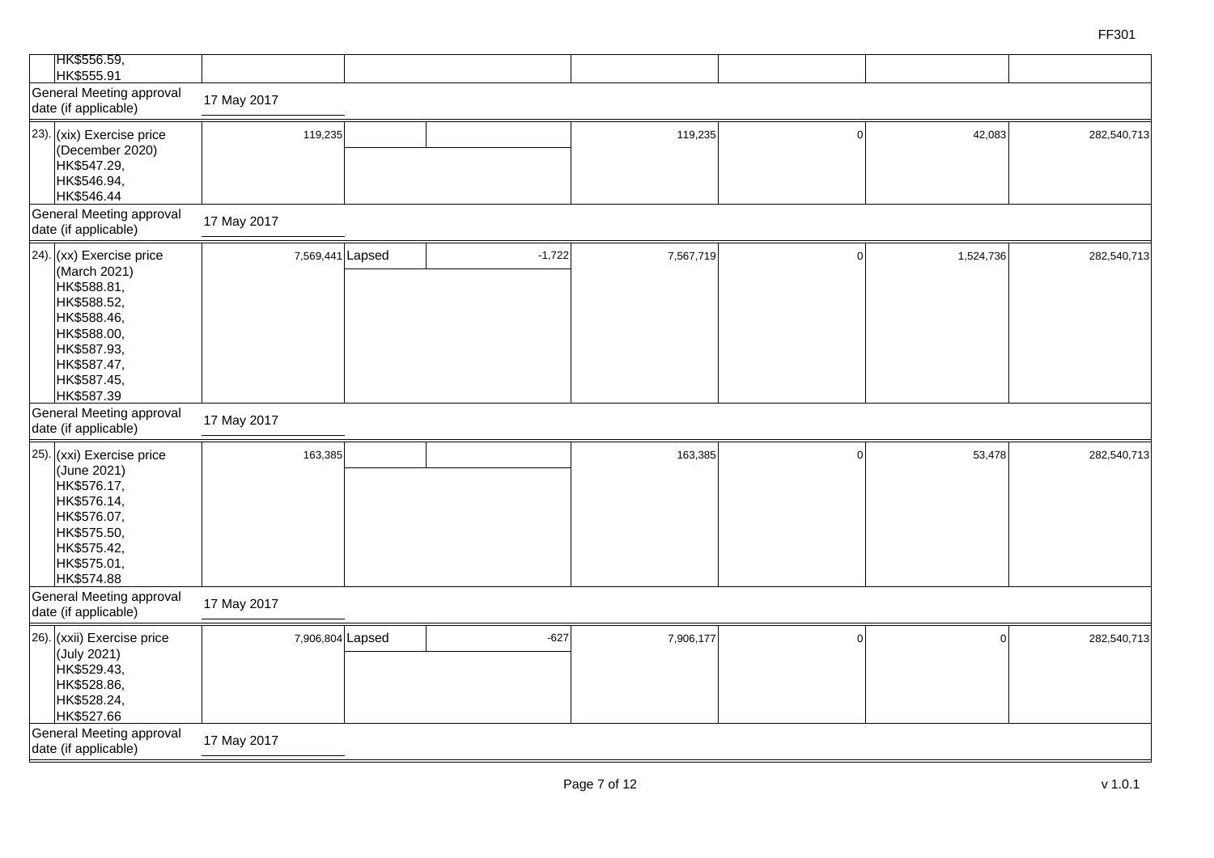| | | | | | | | |
|---|---|---|---|---|---|---|---|
| HK$556.59, HK$555.91 | | | | | | | |
| General Meeting approval date (if applicable) | 17 May 2017 | | | | | | |
| 23). (xix) Exercise price (December 2020) HK$547.29, HK$546.94, HK$546.44 | 119,235 | | | 119,235 | 0 | 42,083 | 282,540,713 |
| General Meeting approval date (if applicable) | 17 May 2017 | | | | | | |
| 24). (xx) Exercise price (March 2021) HK$588.81, HK$588.52, HK$588.46, HK$588.00, HK$587.93, HK$587.47, HK$587.45, HK$587.39 | 7,569,441 | Lapsed | -1,722 | 7,567,719 | 0 | 1,524,736 | 282,540,713 |
| General Meeting approval date (if applicable) | 17 May 2017 | | | | | | |
| 25). (xxi) Exercise price (June 2021) HK$576.17, HK$576.14, HK$576.07, HK$575.50, HK$575.42, HK$575.01, HK$574.88 | 163,385 | | | 163,385 | 0 | 53,478 | 282,540,713 |
| General Meeting approval date (if applicable) | 17 May 2017 | | | | | | |
| 26). (xxii) Exercise price (July 2021) HK$529.43, HK$528.86, HK$528.24, HK$527.66 | 7,906,804 | Lapsed | -627 | 7,906,177 | 0 | 0 | 282,540,713 |
| General Meeting approval date (if applicable) | 17 May 2017 | | | | | | |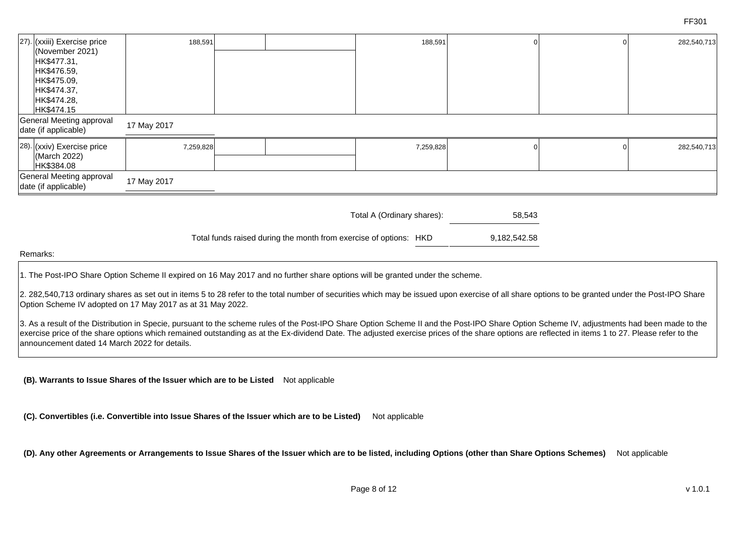| | | | | | | | |
|---|---|---|---|---|---|---|---|
| 27). (xxiii) Exercise price (November 2021) HK$477.31, HK$476.59, HK$475.09, HK$474.37, HK$474.28, HK$474.15 | 188,591 | | | 188,591 | 0 | 0 | 282,540,713 |
| General Meeting approval date (if applicable) | 17 May 2017 | | | | | | |
| 28). (xxiv) Exercise price (March 2022) HK$384.08 | 7,259,828 | | | 7,259,828 | 0 | 0 | 282,540,713 |
| General Meeting approval date (if applicable) | 17 May 2017 | | | | | | |

Total A (Ordinary shares): 58,543

Total funds raised during the month from exercise of options: HKD 9,182,542.58

Remarks:

1. The Post-IPO Share Option Scheme II expired on 16 May 2017 and no further share options will be granted under the scheme.

2. 282,540,713 ordinary shares as set out in items 5 to 28 refer to the total number of securities which may be issued upon exercise of all share options to be granted under the Post-IPO Share Option Scheme IV adopted on 17 May 2017 as at 31 May 2022.

3. As a result of the Distribution in Specie, pursuant to the scheme rules of the Post-IPO Share Option Scheme II and the Post-IPO Share Option Scheme IV, adjustments had been made to the exercise price of the share options which remained outstanding as at the Ex-dividend Date. The adjusted exercise prices of the share options are reflected in items 1 to 27. Please refer to the announcement dated 14 March 2022 for details.

**(B). Warrants to Issue Shares of the Issuer which are to be Listed** Not applicable

**(C). Convertibles (i.e. Convertible into Issue Shares of the Issuer which are to be Listed)** Not applicable

**(D). Any other Agreements or Arrangements to Issue Shares of the Issuer which are to be listed, including Options (other than Share Options Schemes)** Not applicable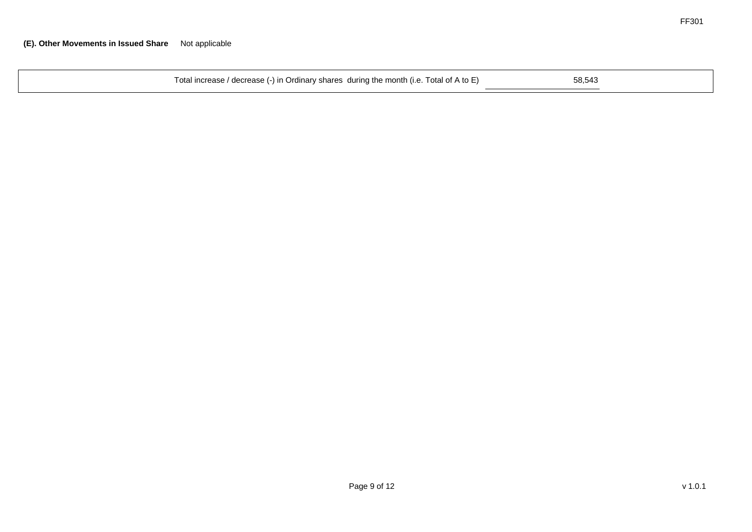**(E). Other Movements in Issued Share** Not applicable

| Total increase / decrease (-) in Ordinary shares during the month (i.e. Total of A to E) | 58,543 |
| --- | --- |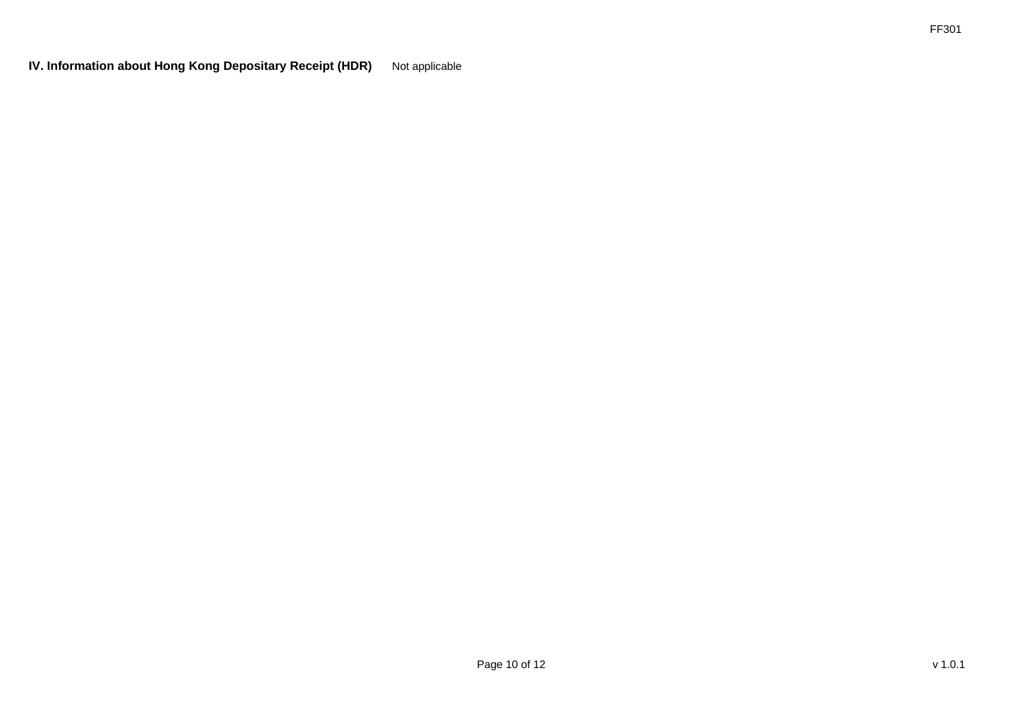**IV. Information about Hong Kong Depositary Receipt (HDR)** Not applicable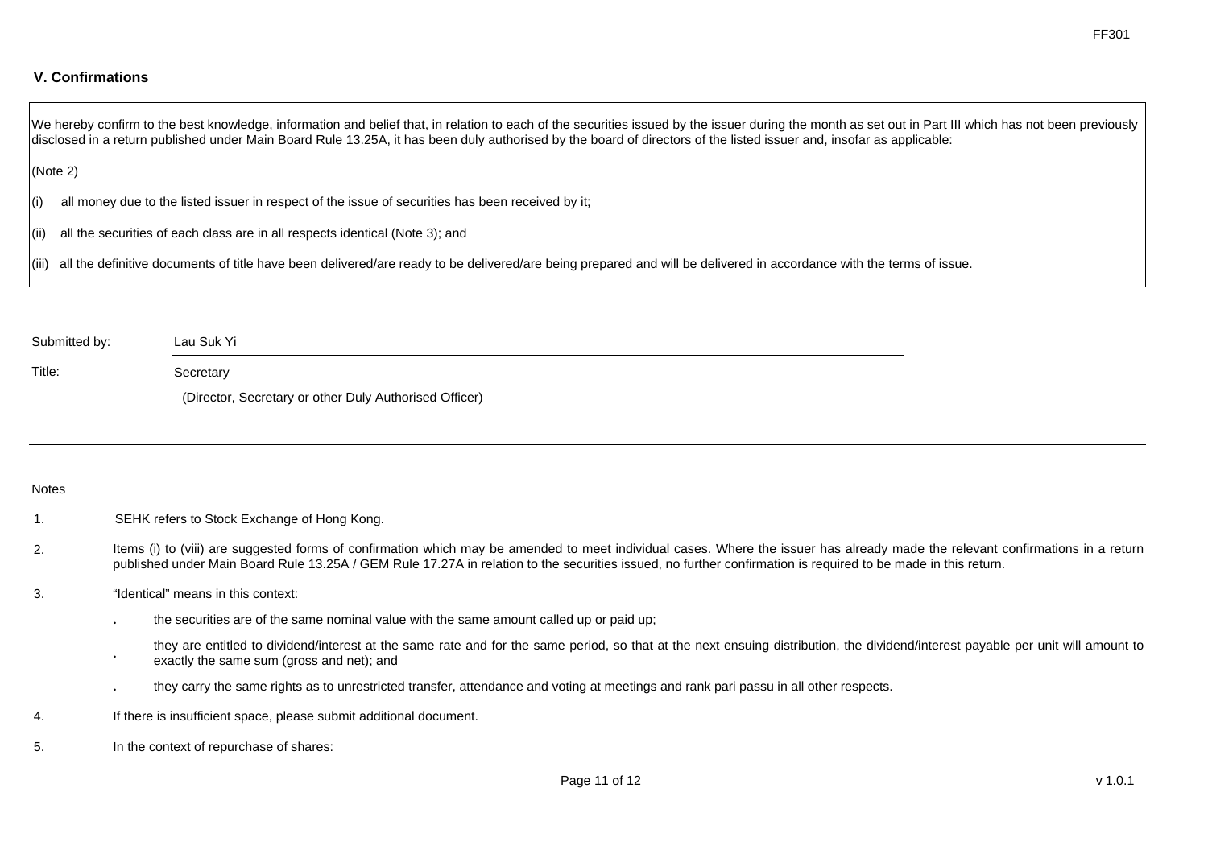## V. Confirmations

We hereby confirm to the best knowledge, information and belief that, in relation to each of the securities issued by the issuer during the month as set out in Part III which has not been previously disclosed in a return published under Main Board Rule 13.25A, it has been duly authorised by the board of directors of the listed issuer and, insofar as applicable:

(Note 2)

(i) all money due to the listed issuer in respect of the issue of securities has been received by it;

(ii) all the securities of each class are in all respects identical (Note 3); and

(iii) all the definitive documents of title have been delivered/are ready to be delivered/are being prepared and will be delivered in accordance with the terms of issue.

Submitted by: Lau Suk Yi

Title: Secretary

(Director, Secretary or other Duly Authorised Officer)

---

Notes

1. SEHK refers to Stock Exchange of Hong Kong.

2. Items (i) to (viii) are suggested forms of confirmation which may be amended to meet individual cases. Where the issuer has already made the relevant confirmations in a return published under Main Board Rule 13.25A / GEM Rule 17.27A in relation to the securities issued, no further confirmation is required to be made in this return.

3. "Identical" means in this context:

   - the securities are of the same nominal value with the same amount called up or paid up;
   - they are entitled to dividend/interest at the same rate and for the same period, so that at the next ensuing distribution, the dividend/interest payable per unit will amount to exactly the same sum (gross and net); and
   - they carry the same rights as to unrestricted transfer, attendance and voting at meetings and rank pari passu in all other respects.

4. If there is insufficient space, please submit additional document.

5. In the context of repurchase of shares: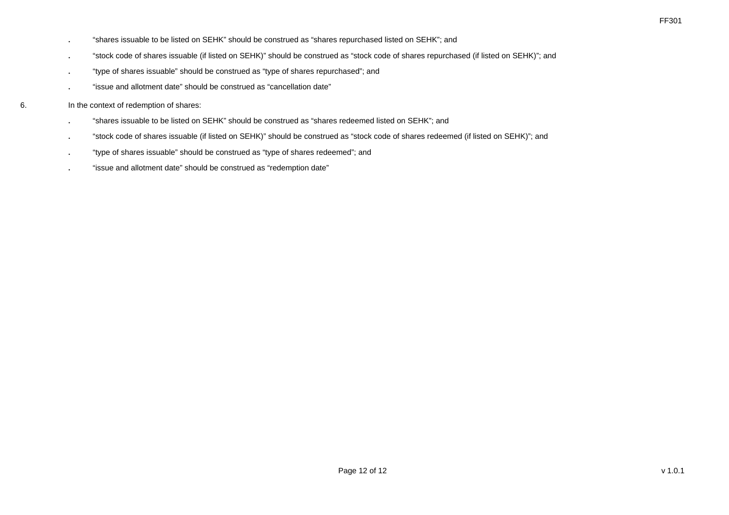- "shares issuable to be listed on SEHK" should be construed as "shares repurchased listed on SEHK"; and
- "stock code of shares issuable (if listed on SEHK)" should be construed as "stock code of shares repurchased (if listed on SEHK)"; and
- "type of shares issuable" should be construed as "type of shares repurchased"; and
- "issue and allotment date" should be construed as "cancellation date"

6. In the context of redemption of shares:

   - "shares issuable to be listed on SEHK" should be construed as "shares redeemed listed on SEHK"; and
   - "stock code of shares issuable (if listed on SEHK)" should be construed as "stock code of shares redeemed (if listed on SEHK)"; and
   - "type of shares issuable" should be construed as "type of shares redeemed"; and
   - "issue and allotment date" should be construed as "redemption date"